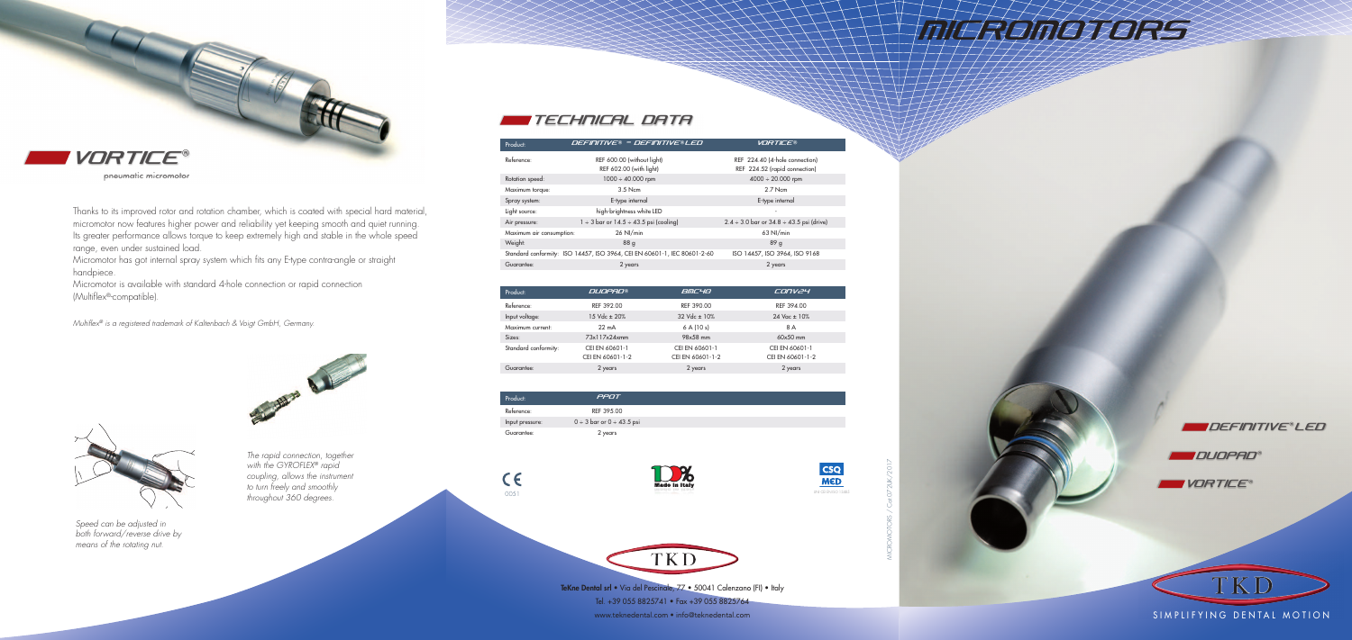# VORTICE®

pneumatic micromotor

Thanks to its improved rotor and rotation chamber, which is coated with special hard material, micromotor now features higher power and reliability yet keeping smooth and quiet running. Its greater performance allows torque to keep extremely high and stable in the whole speed range, even under sustained load.

Micromotor has got internal spray system which fits any E-type contra-angle or straight handpiece.

Micromotor is available with standard 4-hole connection or rapid connection (Multiflex®-compatible).

*Multiflex® is a registered trademark of Kaltenbach & Voigt GmbH, Germany.*

*Speed can be adjusted in both forward/reverse drive by means of the rotating nut.*

*The rapid connection, together with the GYROFLEX® rapid coupling, allows the instrument to turn freely and smoothly throughout 360 degrees.*

# MICROMOTORS

## TECHNICAL DATA

| Product: | DEFINITIVE® – DEFINITIVE®LED | VORTICE® |
|---|---|---|
| Reference: | REF 600.00 (without light)<br>REF 602.00 (with light) | REF 224.40 (4-hole connection)<br>REF 224.52 (rapid connection) |
| Rotation speed: | 1000 ÷ 40.000 rpm | 4000 ÷ 20.000 rpm |
| Maximum torque: | 3.5 Ncm | 2.7 Ncm |
| Spray system: | E-type internal | E-type internal |
| Light source: | high-brightness white LED | – |
| Air pressure: | 1 ÷ 3 bar or 14.5 ÷ 43.5 psi (cooling) | 2.4 ÷ 3.0 bar or 34.8 ÷ 43.5 psi (drive) |
| Maximum air consumption: | 26 Nl/min | 63 Nl/min |
| Weight: | 88 g | 89 g |
| Standard conformity: | ISO 14457, ISO 3964, CEI EN 60601-1, IEC 80601-2-60 | ISO 14457, ISO 3964, ISO 9168 |
| Guarantee: | 2 years | 2 years |

| Product: | DUOPAD® | BMC40 | CONV24 |
|---|---|---|---|
| Reference: | REF 392.00 | REF 390.00 | REF 394.00 |
| Input voltage: | 15 Vdc ± 20% | 32 Vdc ± 10% | 24 Vac ± 10% |
| Maximum current: | 22 mA | 6 A (10 s) | 8 A |
| Sizes: | 73x117x24mm | 98x58 mm | 60x50 mm |
| Standard conformity: | CEI EN 60601-1<br>CEI EN 60601-1-2 | CEI EN 60601-1<br>CEI EN 60601-1-2 | CEI EN 60601-1<br>CEI EN 60601-1-2 |
| Guarantee: | 2 years | 2 years | 2 years |

| Product: | PPOT |
|---|---|
| Reference: | REF 395.00 |
| Input pressure: | 0 ÷ 3 bar or 0 ÷ 43.5 psi |
| Guarantee: | 2 years |

CE 0051

100% Made in Italy

CSQ MED

TKD

**TeKne Dental srl** • Via del Pescinale, 77 • 50041 Calenzano (FI) • Italy
Tel. +39 055 8825741 • Fax +39 055 8825764
www.teknedental.com • info@teknedental.com

MICROMOTORS / Cat.07UK/2017

DEFINITIVE® LED

DUOPAD®

VORTICE®

TKD

SIMPLIFYING DENTAL MOTION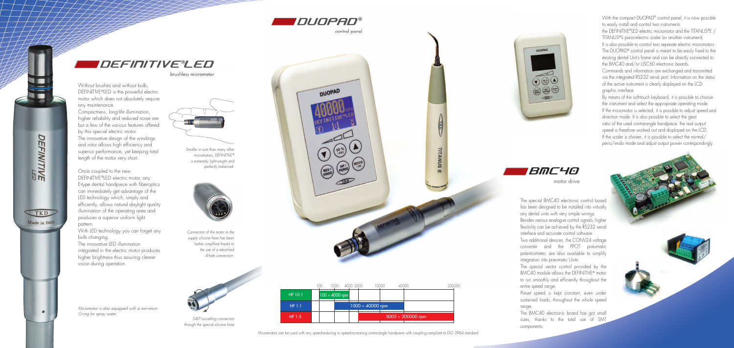## DEFINITIVE®LED

brushless micromotor

Without brushes and without bulb, DEFINITIVE®LED is the powerful electric motor which does not absolutely require any maintenance.

Compactness, long-life illumination, higher reliability and reduced noise are but a few of the various features offered by this special electric motor.

The innovative design of the windings and rotor allows high efficiency and superior performance, yet keeping total length of the motor very short.

Once coupled to the new DEFINITIVE®LED electric motor, any E-type dental handpiece with fiberoptics can immediately get advantage of the LED technology which, simply and efficiently, allows natural daylight quality illumination of the operating area and produces a superior uniform light pattern.

With LED technology you can forget any bulb changing.

The innovative LED illumination integrated in the electric motor produces higher brightness thus assuring clearer vision during operation.

*Micromotor is also equipped with a non-return O-ring for spray water.*

*Smaller in size than many other micromotors, DEFINITIVE® is extremely light-weight and perfectly balanced.*

*Connection of the motor to the supply silicone hose has been further simplified thanks to the use of a electrified 4-hole connection.*

*540° swivelling connection through the special silicone hose*

## DUOPAD®

control panel

100 1000 4000 5000 10000 40000 200000

HP 10:1 — 100 ÷ 4000 rpm

HP 1:1 — 1000 ÷ 40000 rpm

HP 1:5 — 5000 ÷ 200000 rpm

Micromotors can be used with any speed-reducing or speed-increasing contra-angle handpiece with coupling compliant to ISO 3964 standard.

With the compact DUOPAD® control panel, it is now possible to easily install and control two instruments: the DEFINITIVE®LED electric micromotor and the TITANUS®E / TITANUS®S piezo-electric scaler (or another instrument).

It is also possible to control two separate electric micromotors. The DUOPAD® control panel is meant to be easily fixed to the existing dental Unit's frame and can be directly connected to the BMC40 and/or USC60 electronic boards.

Commands and information are exchanged and transmitted via the integrated RS232 serial port. Information on the status of the active instrument is clearly displayed on the LCD graphic interface.

By means of the soft-touch keyboard, it is possible to choose the instrument and select the appropriate operating mode. If the micromotor is selected, it is possible to adjust speed and direction mode. It is also possible to select the gear ratio of the used contra-angle handpiece: the real output speed is therefore worked out and displayed on the LCD. If the scaler is chosen, it is possible to select the normal/perio/endo mode and adjust output power correspondingly.

## BMC40

motor drive

The special BMC40 electronic control board has been designed to be installed into virtually any dental units with very simple wirings.

Besides various analogue control signals, higher flexibility can be achieved by the RS232 serial interface and accurate control software.

Two additional devices, the CONV24 voltage converter and the PPOT pneumatic potentiometer, are also available to simplify integration into pneumatic Units.

The special vector control provided by the BMC40 module allows the DEFINITIVE® motor to run smoothly and efficiently throughout the entire speed range.

Preset speed is kept constant, even under sustained loads, throughout the whole speed range.

The BMC40 electronic board has got small sizes, thanks to the total use of SMT components.